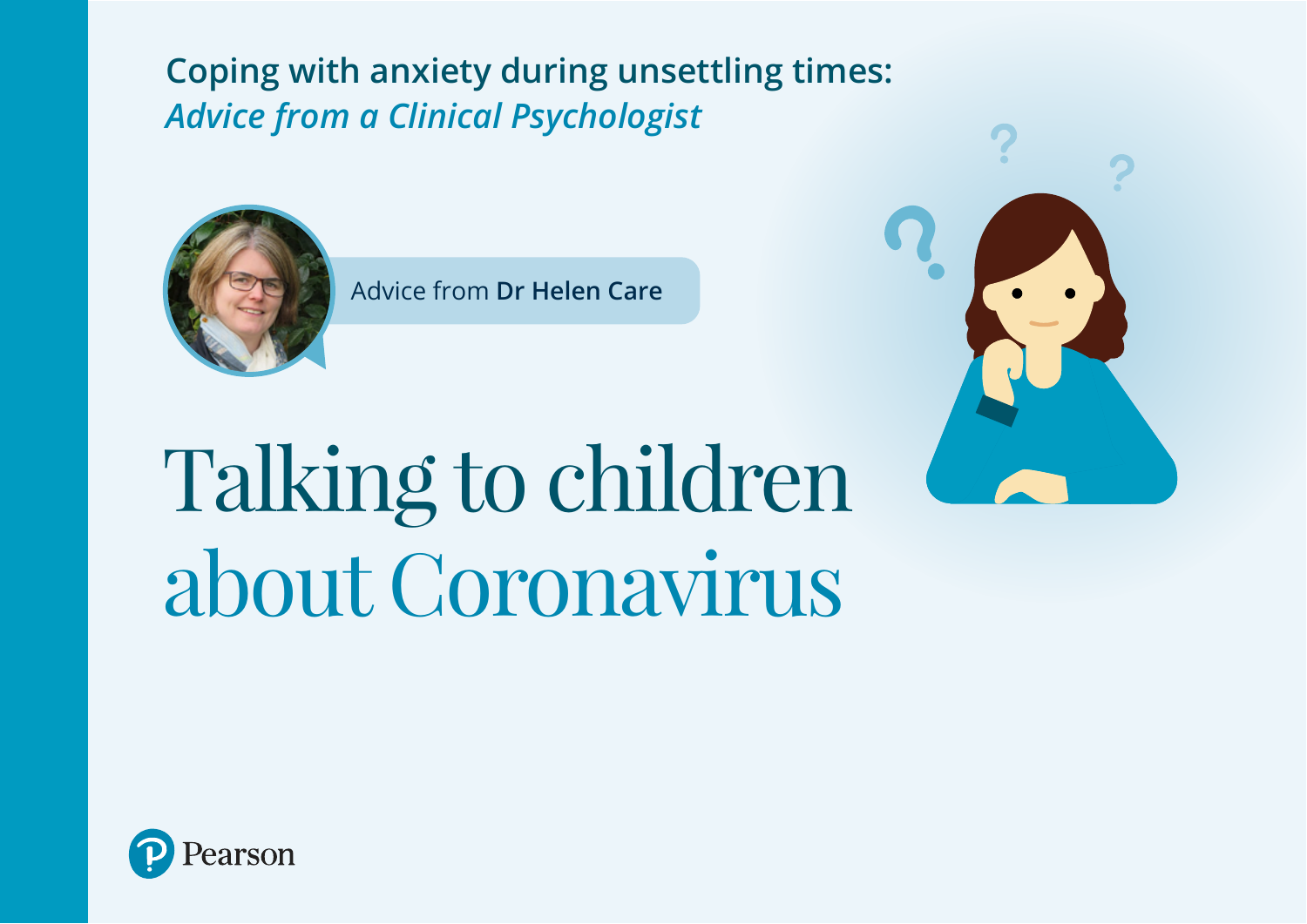Coping with anxiety during unsettling times:
*Advice from a Clinical Psychologist*

Advice from **Dr Helen Care**

# Talking to children about Coronavirus

Pearson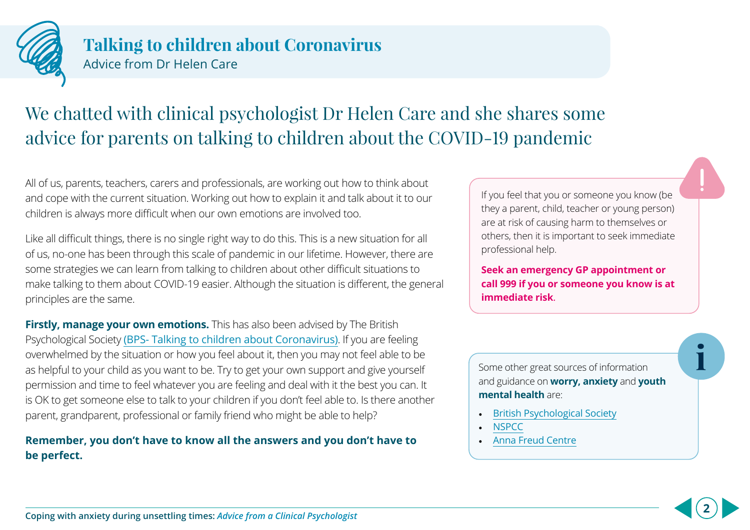# Talking to children about Coronavirus

Advice from Dr Helen Care

## We chatted with clinical psychologist Dr Helen Care and she shares some advice for parents on talking to children about the COVID-19 pandemic

All of us, parents, teachers, carers and professionals, are working out how to think about and cope with the current situation. Working out how to explain it and talk about it to our children is always more difficult when our own emotions are involved too.

Like all difficult things, there is no single right way to do this. This is a new situation for all of us, no-one has been through this scale of pandemic in our lifetime. However, there are some strategies we can learn from talking to children about other difficult situations to make talking to them about COVID-19 easier. Although the situation is different, the general principles are the same.

**Firstly, manage your own emotions.** This has also been advised by The British Psychological Society (BPS- Talking to children about Coronavirus). If you are feeling overwhelmed by the situation or how you feel about it, then you may not feel able to be as helpful to your child as you want to be. Try to get your own support and give yourself permission and time to feel whatever you are feeling and deal with it the best you can. It is OK to get someone else to talk to your children if you don't feel able to. Is there another parent, grandparent, professional or family friend who might be able to help?

**Remember, you don't have to know all the answers and you don't have to be perfect.**

If you feel that you or someone you know (be they a parent, child, teacher or young person) are at risk of causing harm to themselves or others, then it is important to seek immediate professional help.

**Seek an emergency GP appointment or call 999 if you or someone you know is at immediate risk**.

Some other great sources of information and guidance on **worry, anxiety** and **youth mental health** are:

- British Psychological Society
- NSPCC
- Anna Freud Centre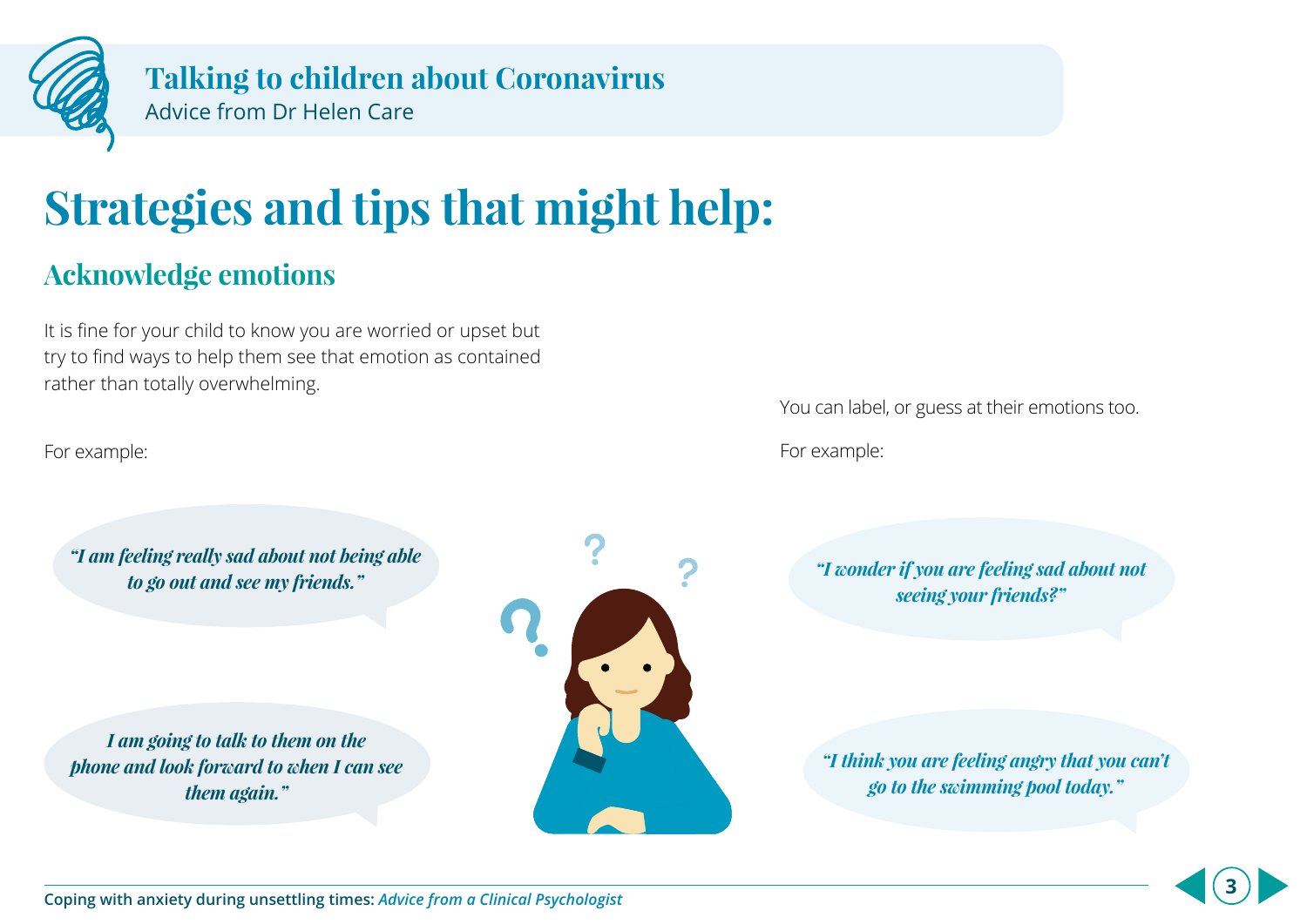# Strategies and tips that might help:

## Acknowledge emotions

It is fine for your child to know you are worried or upset but try to find ways to help them see that emotion as contained rather than totally overwhelming.

For example:

*"I am feeling really sad about not being able to go out and see my friends."*

*I am going to talk to them on the phone and look forward to when I can see them again."*

You can label, or guess at their emotions too.

For example:

*"I wonder if you are feeling sad about not seeing your friends?"*

*"I think you are feeling angry that you can't go to the swimming pool today."*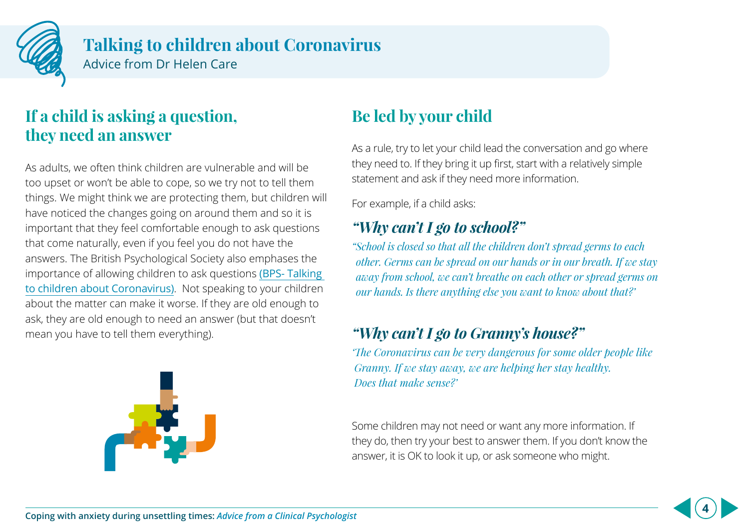# Talking to children about Coronavirus

Advice from Dr Helen Care

## If a child is asking a question, they need an answer

As adults, we often think children are vulnerable and will be too upset or won't be able to cope, so we try not to tell them things. We might think we are protecting them, but children will have noticed the changes going on around them and so it is important that they feel comfortable enough to ask questions that come naturally, even if you feel you do not have the answers. The British Psychological Society also emphases the importance of allowing children to ask questions (BPS- Talking to children about Coronavirus). Not speaking to your children about the matter can make it worse. If they are old enough to ask, they are old enough to need an answer (but that doesn't mean you have to tell them everything).

## Be led by your child

As a rule, try to let your child lead the conversation and go where they need to. If they bring it up first, start with a relatively simple statement and ask if they need more information.

For example, if a child asks:

### *"Why can't I go to school?"*

*"School is closed so that all the children don't spread germs to each other. Germs can be spread on our hands or in our breath. If we stay away from school, we can't breathe on each other or spread germs on our hands. Is there anything else you want to know about that?'*

### *"Why can't I go to Granny's house?"*

*'The Coronavirus can be very dangerous for some older people like Granny. If we stay away, we are helping her stay healthy. Does that make sense?'*

Some children may not need or want any more information. If they do, then try your best to answer them. If you don't know the answer, it is OK to look it up, or ask someone who might.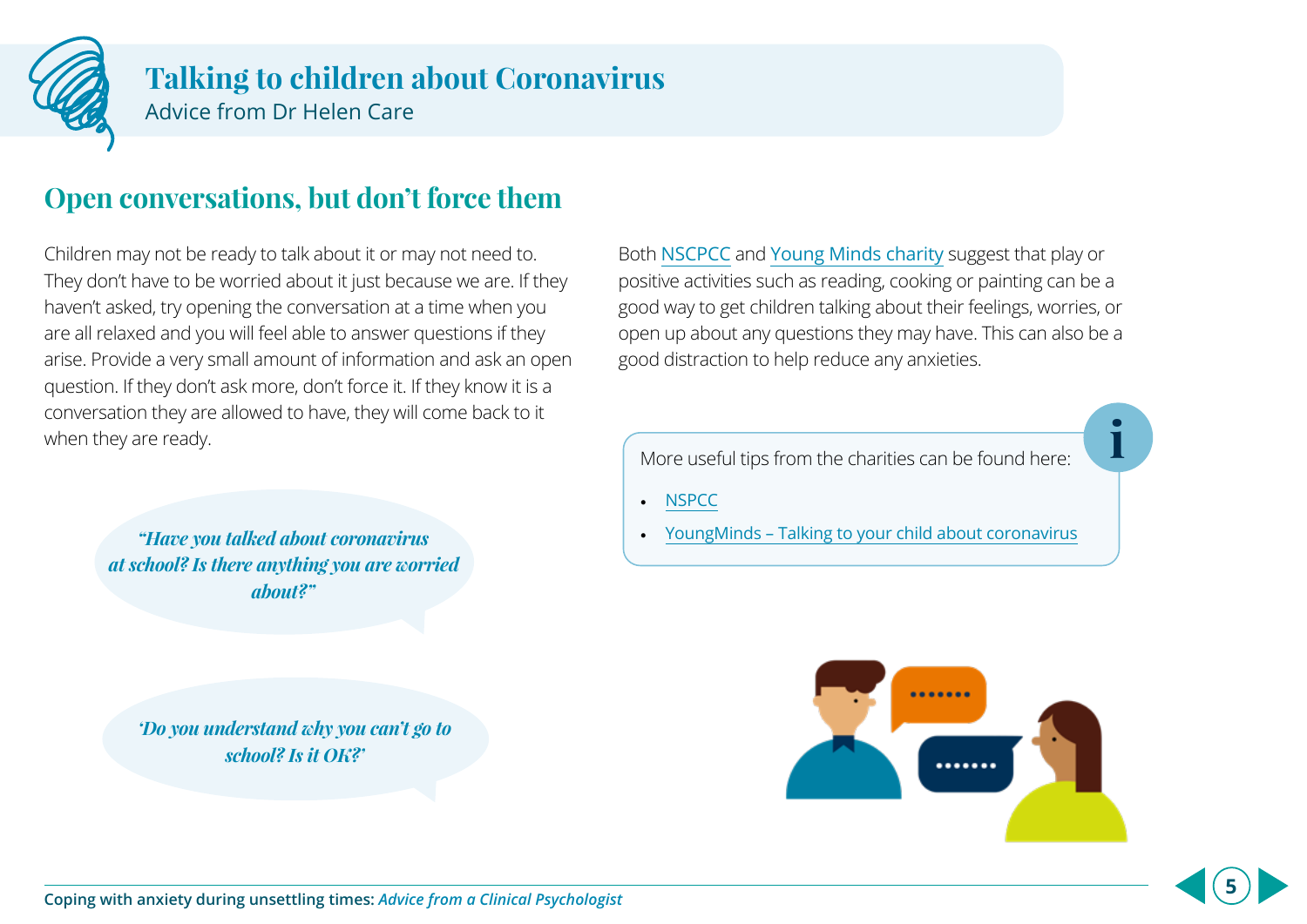## Open conversations, but don't force them

Children may not be ready to talk about it or may not need to. They don't have to be worried about it just because we are. If they haven't asked, try opening the conversation at a time when you are all relaxed and you will feel able to answer questions if they arise. Provide a very small amount of information and ask an open question. If they don't ask more, don't force it. If they know it is a conversation they are allowed to have, they will come back to it when they are ready.

*"Have you talked about coronavirus at school? Is there anything you are worried about?"*

*'Do you understand why you can't go to school? Is it OK?'*

Both NSCPCC and Young Minds charity suggest that play or positive activities such as reading, cooking or painting can be a good way to get children talking about their feelings, worries, or open up about any questions they may have. This can also be a good distraction to help reduce any anxieties.

More useful tips from the charities can be found here:

- NSPCC
- YoungMinds – Talking to your child about coronavirus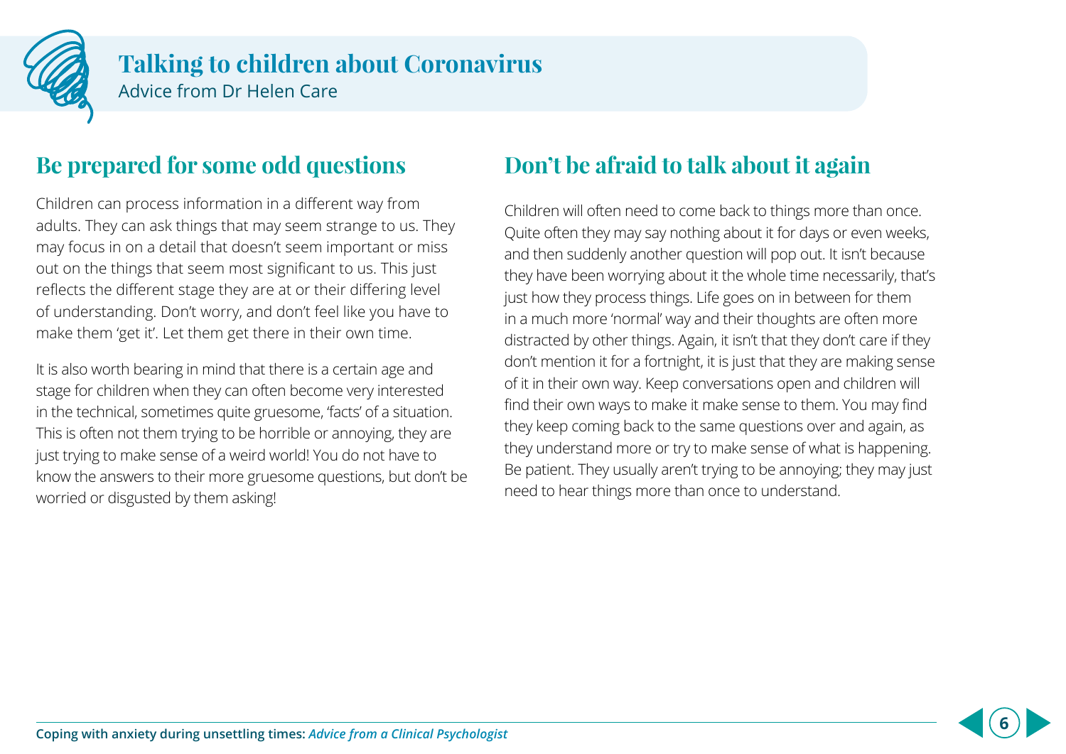## Be prepared for some odd questions

Children can process information in a different way from adults. They can ask things that may seem strange to us. They may focus in on a detail that doesn't seem important or miss out on the things that seem most significant to us. This just reflects the different stage they are at or their differing level of understanding. Don't worry, and don't feel like you have to make them 'get it'. Let them get there in their own time.

It is also worth bearing in mind that there is a certain age and stage for children when they can often become very interested in the technical, sometimes quite gruesome, 'facts' of a situation. This is often not them trying to be horrible or annoying, they are just trying to make sense of a weird world! You do not have to know the answers to their more gruesome questions, but don't be worried or disgusted by them asking!

## Don't be afraid to talk about it again

Children will often need to come back to things more than once. Quite often they may say nothing about it for days or even weeks, and then suddenly another question will pop out. It isn't because they have been worrying about it the whole time necessarily, that's just how they process things. Life goes on in between for them in a much more 'normal' way and their thoughts are often more distracted by other things. Again, it isn't that they don't care if they don't mention it for a fortnight, it is just that they are making sense of it in their own way. Keep conversations open and children will find their own ways to make it make sense to them. You may find they keep coming back to the same questions over and again, as they understand more or try to make sense of what is happening. Be patient. They usually aren't trying to be annoying; they may just need to hear things more than once to understand.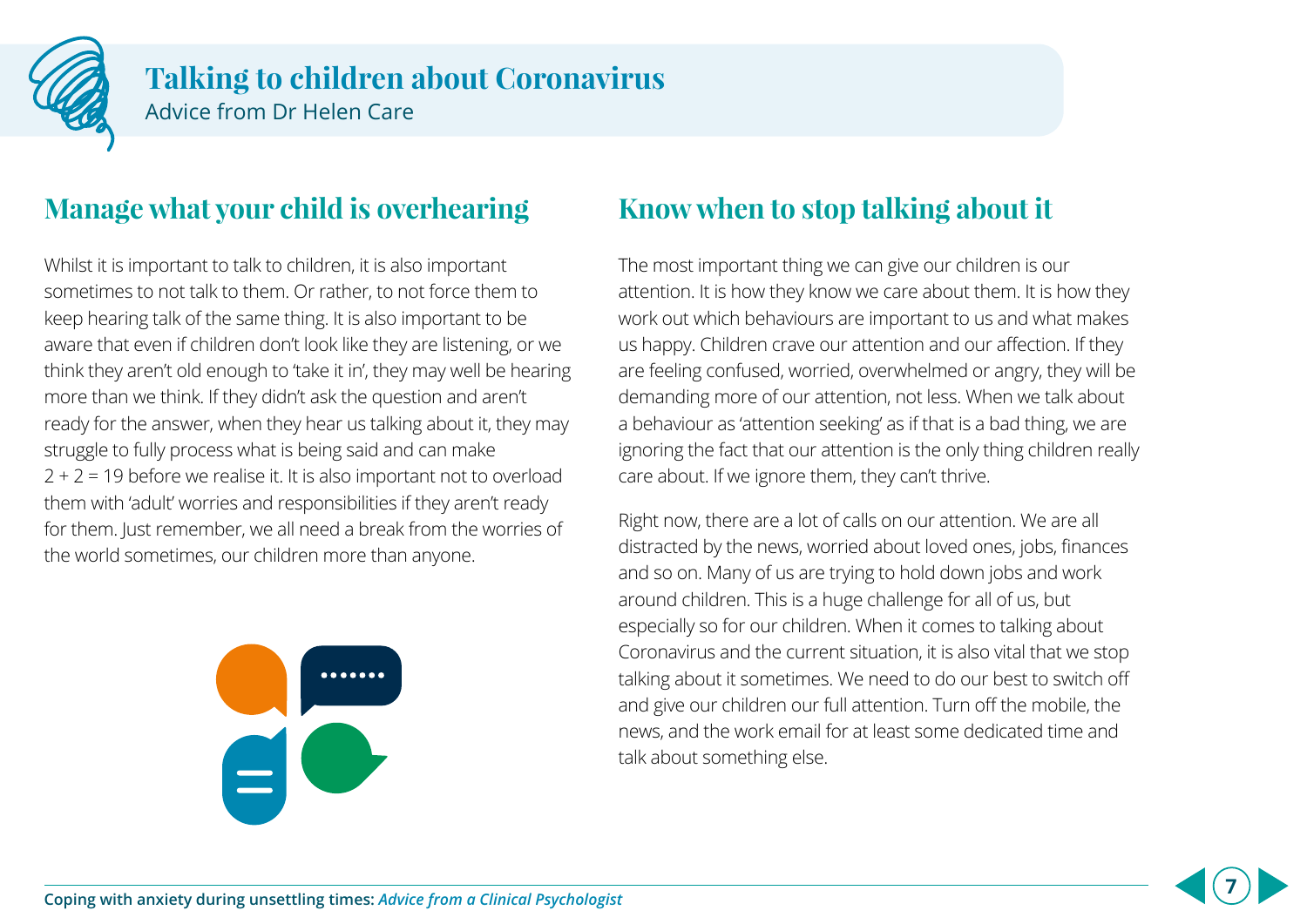## Manage what your child is overhearing

Whilst it is important to talk to children, it is also important sometimes to not talk to them. Or rather, to not force them to keep hearing talk of the same thing. It is also important to be aware that even if children don't look like they are listening, or we think they aren't old enough to 'take it in', they may well be hearing more than we think. If they didn't ask the question and aren't ready for the answer, when they hear us talking about it, they may struggle to fully process what is being said and can make 2 + 2 = 19 before we realise it. It is also important not to overload them with 'adult' worries and responsibilities if they aren't ready for them. Just remember, we all need a break from the worries of the world sometimes, our children more than anyone.

## Know when to stop talking about it

The most important thing we can give our children is our attention. It is how they know we care about them. It is how they work out which behaviours are important to us and what makes us happy. Children crave our attention and our affection. If they are feeling confused, worried, overwhelmed or angry, they will be demanding more of our attention, not less. When we talk about a behaviour as 'attention seeking' as if that is a bad thing, we are ignoring the fact that our attention is the only thing children really care about. If we ignore them, they can't thrive.

Right now, there are a lot of calls on our attention. We are all distracted by the news, worried about loved ones, jobs, finances and so on. Many of us are trying to hold down jobs and work around children. This is a huge challenge for all of us, but especially so for our children. When it comes to talking about Coronavirus and the current situation, it is also vital that we stop talking about it sometimes. We need to do our best to switch off and give our children our full attention. Turn off the mobile, the news, and the work email for at least some dedicated time and talk about something else.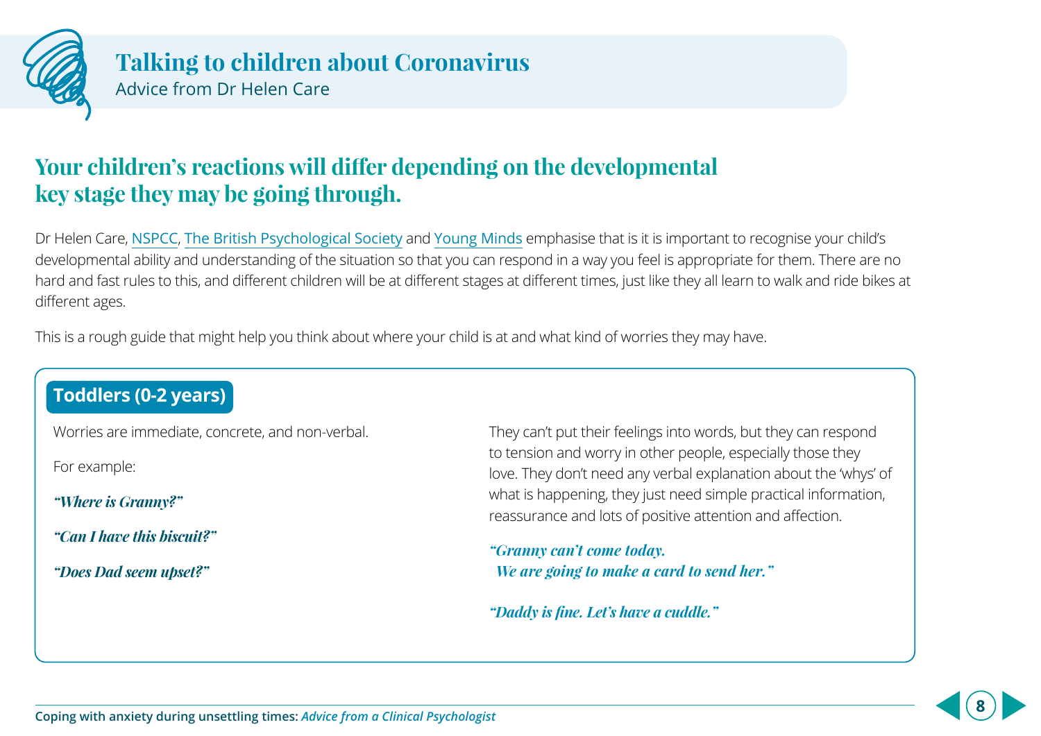# Talking to children about Coronavirus

Advice from Dr Helen Care

## Your children's reactions will differ depending on the developmental key stage they may be going through.

Dr Helen Care, NSPCC, The British Psychological Society and Young Minds emphasise that is it is important to recognise your child's developmental ability and understanding of the situation so that you can respond in a way you feel is appropriate for them. There are no hard and fast rules to this, and different children will be at different stages at different times, just like they all learn to walk and ride bikes at different ages.

This is a rough guide that might help you think about where your child is at and what kind of worries they may have.

### Toddlers (0-2 years)

Worries are immediate, concrete, and non-verbal.

For example:

***"Where is Granny?"***

***"Can I have this biscuit?"***

***"Does Dad seem upset?"***

They can't put their feelings into words, but they can respond to tension and worry in other people, especially those they love. They don't need any verbal explanation about the 'whys' of what is happening, they just need simple practical information, reassurance and lots of positive attention and affection.

***"Granny can't come today. We are going to make a card to send her."***

***"Daddy is fine. Let's have a cuddle."***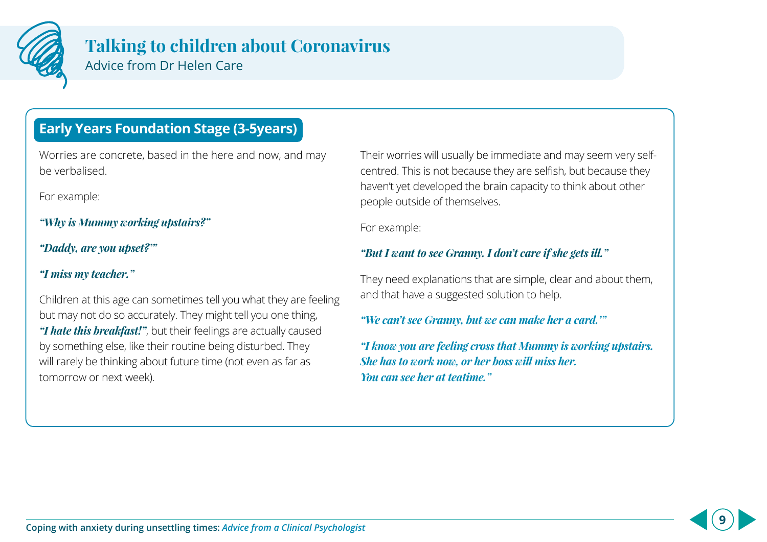## Early Years Foundation Stage (3-5years)

Worries are concrete, based in the here and now, and may be verbalised.

For example:

***"Why is Mummy working upstairs?"***

***"Daddy, are you upset?'"***

***"I miss my teacher."***

Children at this age can sometimes tell you what they are feeling but may not do so accurately. They might tell you one thing, ***"I hate this breakfast!"***, but their feelings are actually caused by something else, like their routine being disturbed. They will rarely be thinking about future time (not even as far as tomorrow or next week).

Their worries will usually be immediate and may seem very self-centred. This is not because they are selfish, but because they haven't yet developed the brain capacity to think about other people outside of themselves.

For example:

***"But I want to see Granny. I don't care if she gets ill."***

They need explanations that are simple, clear and about them, and that have a suggested solution to help.

***"We can't see Granny, but we can make her a card.'"***

***"I know you are feeling cross that Mummy is working upstairs. She has to work now, or her boss will miss her. You can see her at teatime."***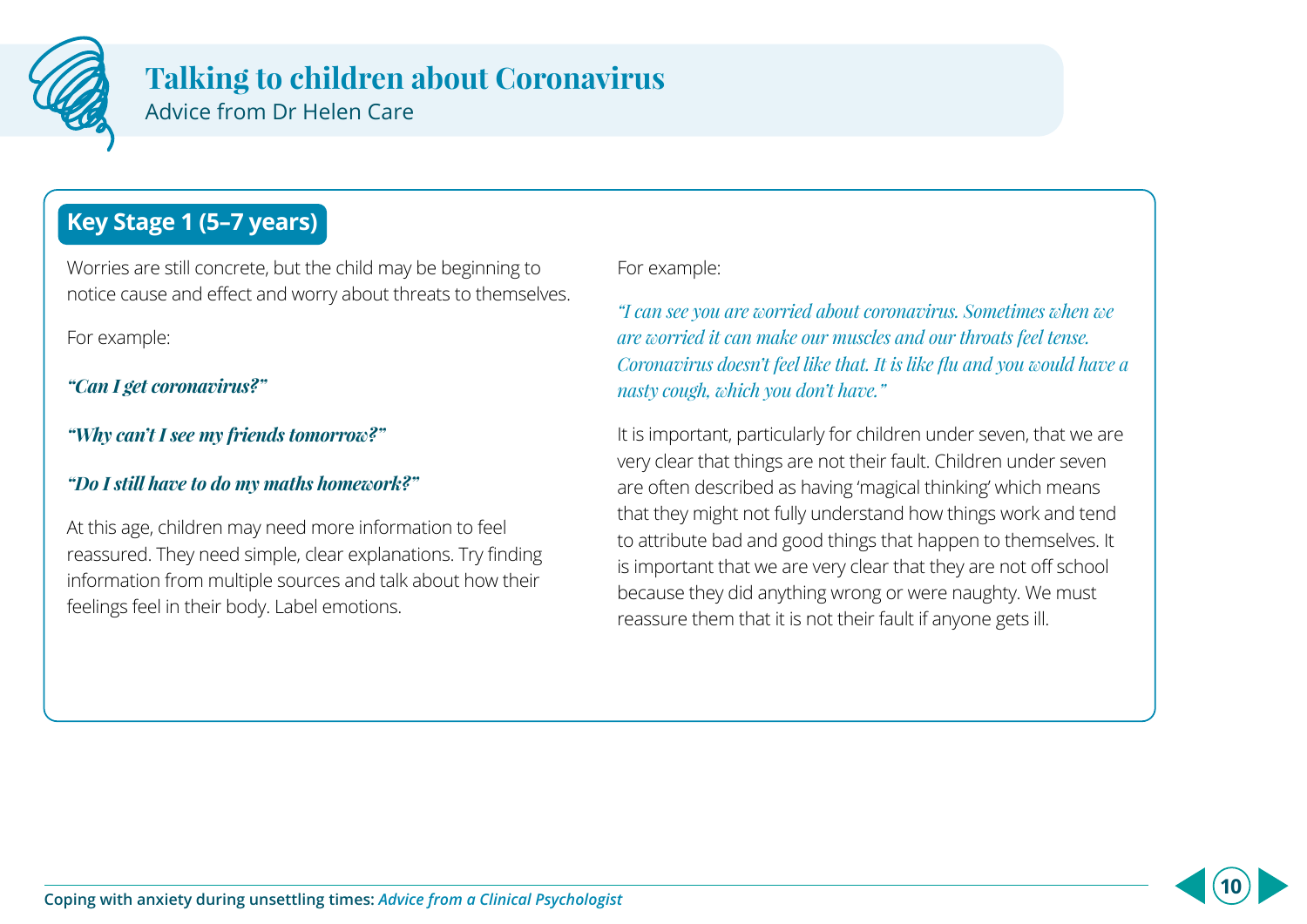## Key Stage 1 (5–7 years)

Worries are still concrete, but the child may be beginning to notice cause and effect and worry about threats to themselves.

For example:

***"Can I get coronavirus?"***

***"Why can't I see my friends tomorrow?"***

***"Do I still have to do my maths homework?"***

At this age, children may need more information to feel reassured. They need simple, clear explanations. Try finding information from multiple sources and talk about how their feelings feel in their body. Label emotions.

For example:

*"I can see you are worried about coronavirus. Sometimes when we are worried it can make our muscles and our throats feel tense. Coronavirus doesn't feel like that. It is like flu and you would have a nasty cough, which you don't have."*

It is important, particularly for children under seven, that we are very clear that things are not their fault. Children under seven are often described as having 'magical thinking' which means that they might not fully understand how things work and tend to attribute bad and good things that happen to themselves. It is important that we are very clear that they are not off school because they did anything wrong or were naughty. We must reassure them that it is not their fault if anyone gets ill.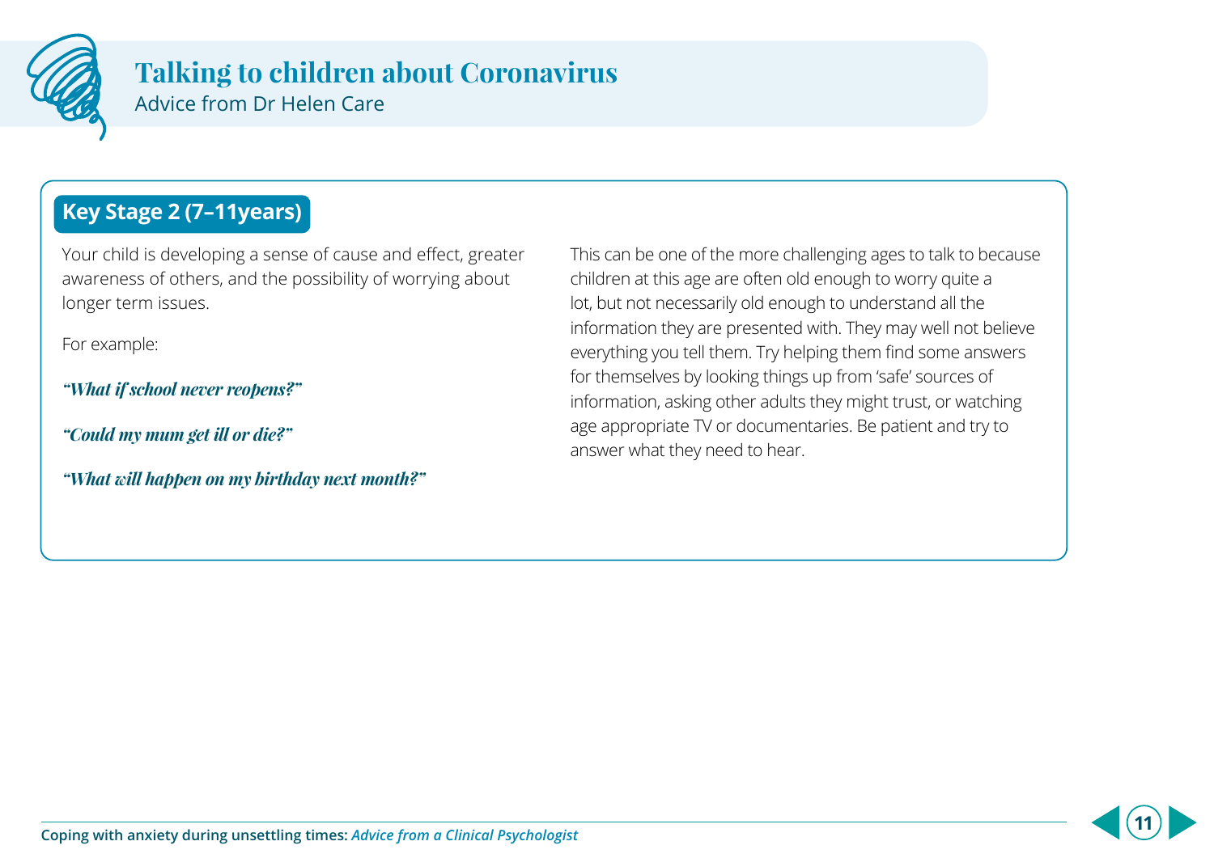## Key Stage 2 (7–11years)

Your child is developing a sense of cause and effect, greater awareness of others, and the possibility of worrying about longer term issues.

For example:

***"What if school never reopens?"***

***"Could my mum get ill or die?"***

***"What will happen on my birthday next month?"***

This can be one of the more challenging ages to talk to because children at this age are often old enough to worry quite a lot, but not necessarily old enough to understand all the information they are presented with. They may well not believe everything you tell them. Try helping them find some answers for themselves by looking things up from 'safe' sources of information, asking other adults they might trust, or watching age appropriate TV or documentaries. Be patient and try to answer what they need to hear.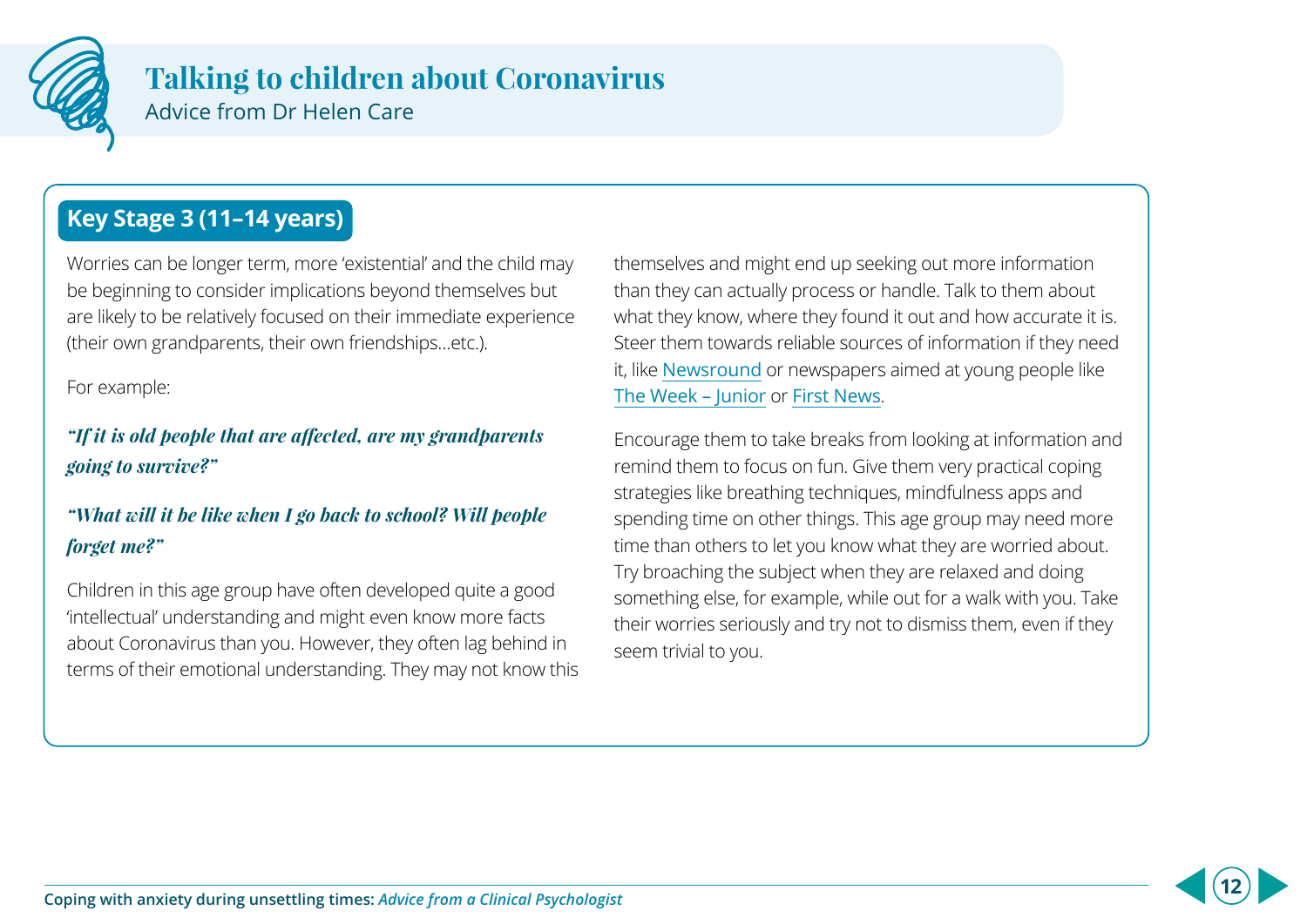## Key Stage 3 (11–14 years)

Worries can be longer term, more 'existential' and the child may be beginning to consider implications beyond themselves but are likely to be relatively focused on their immediate experience (their own grandparents, their own friendships…etc.).

For example:

***"If it is old people that are affected, are my grandparents going to survive?"***

***"What will it be like when I go back to school? Will people forget me?"***

Children in this age group have often developed quite a good 'intellectual' understanding and might even know more facts about Coronavirus than you. However, they often lag behind in terms of their emotional understanding. They may not know this themselves and might end up seeking out more information than they can actually process or handle. Talk to them about what they know, where they found it out and how accurate it is. Steer them towards reliable sources of information if they need it, like Newsround or newspapers aimed at young people like The Week – Junior or First News.

Encourage them to take breaks from looking at information and remind them to focus on fun. Give them very practical coping strategies like breathing techniques, mindfulness apps and spending time on other things. This age group may need more time than others to let you know what they are worried about. Try broaching the subject when they are relaxed and doing something else, for example, while out for a walk with you. Take their worries seriously and try not to dismiss them, even if they seem trivial to you.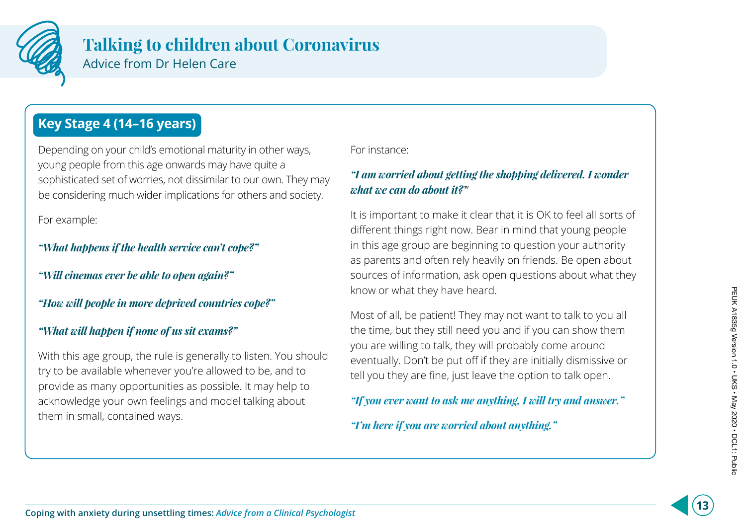# Talking to children about Coronavirus

Advice from Dr Helen Care

## Key Stage 4 (14–16 years)

Depending on your child's emotional maturity in other ways, young people from this age onwards may have quite a sophisticated set of worries, not dissimilar to our own. They may be considering much wider implications for others and society.

For example:

***"What happens if the health service can't cope?"***

***"Will cinemas ever be able to open again?"***

***"How will people in more deprived countries cope?"***

***"What will happen if none of us sit exams?"***

With this age group, the rule is generally to listen. You should try to be available whenever you're allowed to be, and to provide as many opportunities as possible. It may help to acknowledge your own feelings and model talking about them in small, contained ways.

For instance:

***"I am worried about getting the shopping delivered. I wonder what we can do about it?"***

It is important to make it clear that it is OK to feel all sorts of different things right now. Bear in mind that young people in this age group are beginning to question your authority as parents and often rely heavily on friends. Be open about sources of information, ask open questions about what they know or what they have heard.

Most of all, be patient! They may not want to talk to you all the time, but they still need you and if you can show them you are willing to talk, they will probably come around eventually. Don't be put off if they are initially dismissive or tell you they are fine, just leave the option to talk open.

***"If you ever want to ask me anything, I will try and answer."***

***"I'm here if you are worried about anything."***